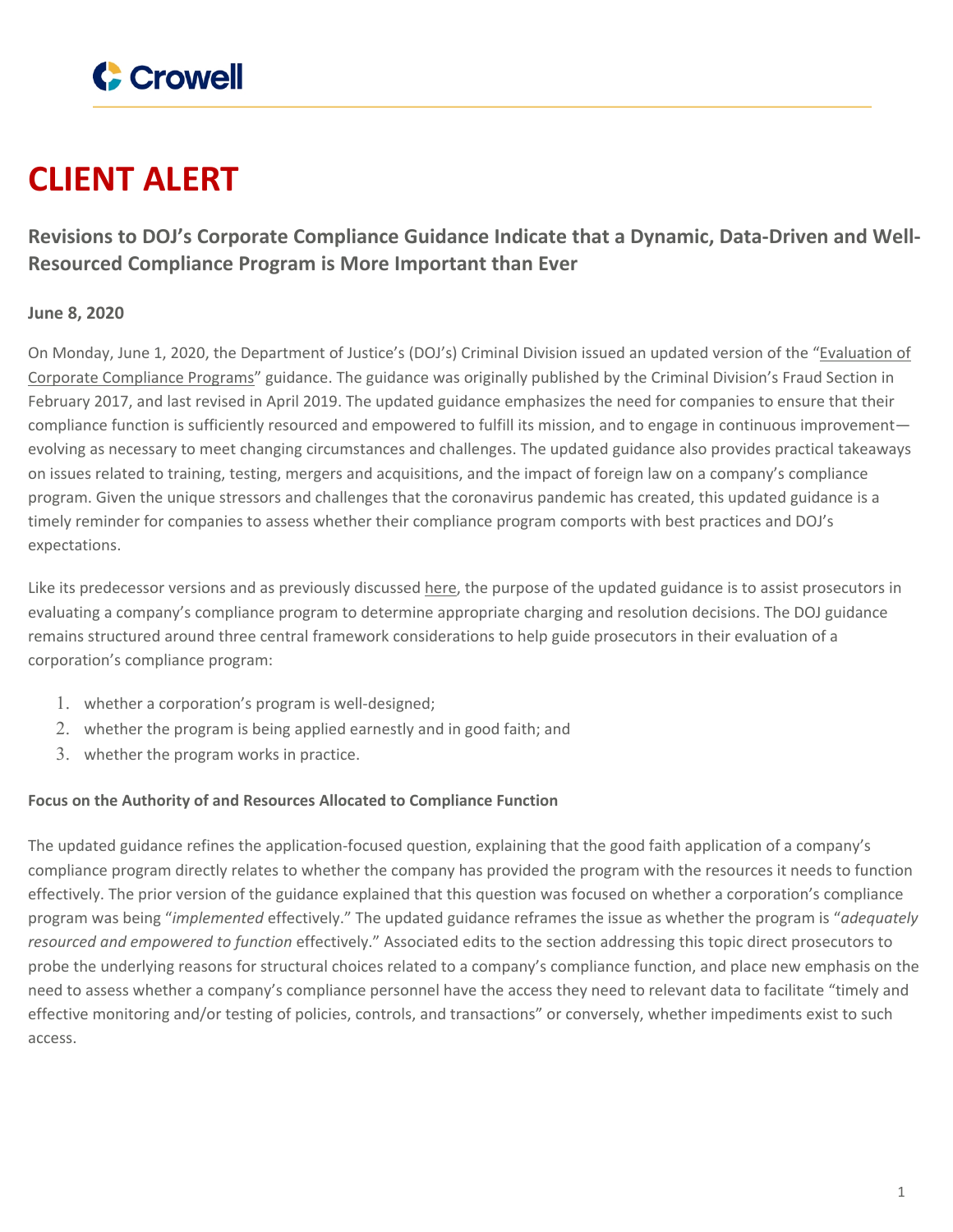# CLIENT ALERT

## Revisions to DOJ's Corporate Compliance Guidance Indicate that a Dynamic, Data-Driven and Well-Resourced Compliance Program is More Important than Ever

**June 8, 2020**

On Monday, June 1, 2020, the Department of Justice's (DOJ's) Criminal Division issued an updated version of the "Evaluation of Corporate Compliance Programs" guidance. The guidance was originally published by the Criminal Division's Fraud Section in February 2017, and last revised in April 2019. The updated guidance emphasizes the need for companies to ensure that their compliance function is sufficiently resourced and empowered to fulfill its mission, and to engage in continuous improvement—evolving as necessary to meet changing circumstances and challenges. The updated guidance also provides practical takeaways on issues related to training, testing, mergers and acquisitions, and the impact of foreign law on a company's compliance program. Given the unique stressors and challenges that the coronavirus pandemic has created, this updated guidance is a timely reminder for companies to assess whether their compliance program comports with best practices and DOJ's expectations.

Like its predecessor versions and as previously discussed here, the purpose of the updated guidance is to assist prosecutors in evaluating a company's compliance program to determine appropriate charging and resolution decisions. The DOJ guidance remains structured around three central framework considerations to help guide prosecutors in their evaluation of a corporation's compliance program:

1. whether a corporation's program is well-designed;
2. whether the program is being applied earnestly and in good faith; and
3. whether the program works in practice.

**Focus on the Authority of and Resources Allocated to Compliance Function**

The updated guidance refines the application-focused question, explaining that the good faith application of a company's compliance program directly relates to whether the company has provided the program with the resources it needs to function effectively. The prior version of the guidance explained that this question was focused on whether a corporation's compliance program was being "*implemented* effectively." The updated guidance reframes the issue as whether the program is "*adequately resourced and empowered to function* effectively." Associated edits to the section addressing this topic direct prosecutors to probe the underlying reasons for structural choices related to a company's compliance function, and place new emphasis on the need to assess whether a company's compliance personnel have the access they need to relevant data to facilitate "timely and effective monitoring and/or testing of policies, controls, and transactions" or conversely, whether impediments exist to such access.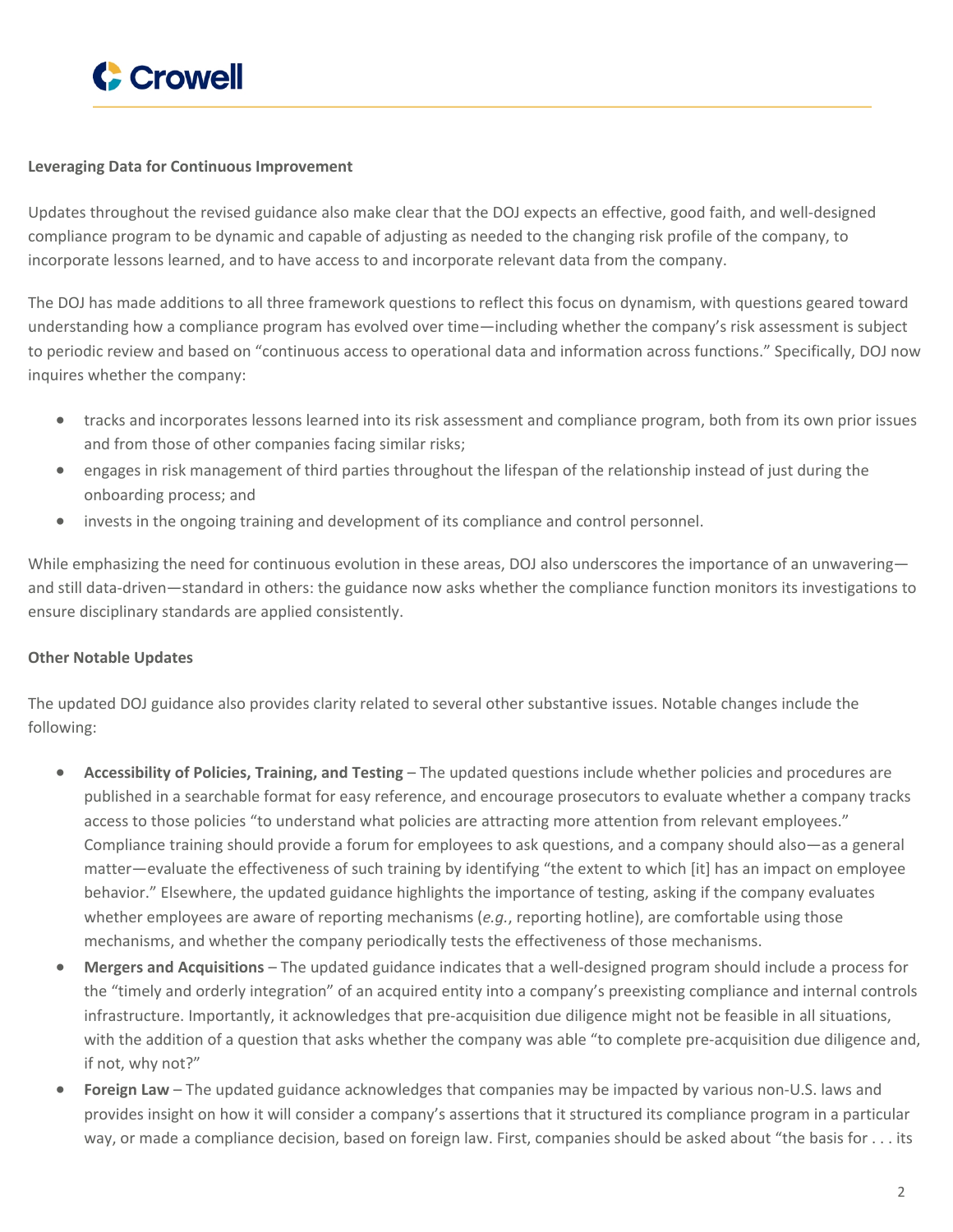**Leveraging Data for Continuous Improvement**

Updates throughout the revised guidance also make clear that the DOJ expects an effective, good faith, and well-designed compliance program to be dynamic and capable of adjusting as needed to the changing risk profile of the company, to incorporate lessons learned, and to have access to and incorporate relevant data from the company.

The DOJ has made additions to all three framework questions to reflect this focus on dynamism, with questions geared toward understanding how a compliance program has evolved over time—including whether the company's risk assessment is subject to periodic review and based on "continuous access to operational data and information across functions." Specifically, DOJ now inquires whether the company:

- tracks and incorporates lessons learned into its risk assessment and compliance program, both from its own prior issues and from those of other companies facing similar risks;
- engages in risk management of third parties throughout the lifespan of the relationship instead of just during the onboarding process; and
- invests in the ongoing training and development of its compliance and control personnel.

While emphasizing the need for continuous evolution in these areas, DOJ also underscores the importance of an unwavering—and still data-driven—standard in others: the guidance now asks whether the compliance function monitors its investigations to ensure disciplinary standards are applied consistently.

**Other Notable Updates**

The updated DOJ guidance also provides clarity related to several other substantive issues. Notable changes include the following:

- **Accessibility of Policies, Training, and Testing** – The updated questions include whether policies and procedures are published in a searchable format for easy reference, and encourage prosecutors to evaluate whether a company tracks access to those policies "to understand what policies are attracting more attention from relevant employees." Compliance training should provide a forum for employees to ask questions, and a company should also—as a general matter—evaluate the effectiveness of such training by identifying "the extent to which [it] has an impact on employee behavior." Elsewhere, the updated guidance highlights the importance of testing, asking if the company evaluates whether employees are aware of reporting mechanisms (*e.g.*, reporting hotline), are comfortable using those mechanisms, and whether the company periodically tests the effectiveness of those mechanisms.
- **Mergers and Acquisitions** – The updated guidance indicates that a well-designed program should include a process for the "timely and orderly integration" of an acquired entity into a company's preexisting compliance and internal controls infrastructure. Importantly, it acknowledges that pre-acquisition due diligence might not be feasible in all situations, with the addition of a question that asks whether the company was able "to complete pre-acquisition due diligence and, if not, why not?"
- **Foreign Law** – The updated guidance acknowledges that companies may be impacted by various non-U.S. laws and provides insight on how it will consider a company's assertions that it structured its compliance program in a particular way, or made a compliance decision, based on foreign law. First, companies should be asked about "the basis for . . . its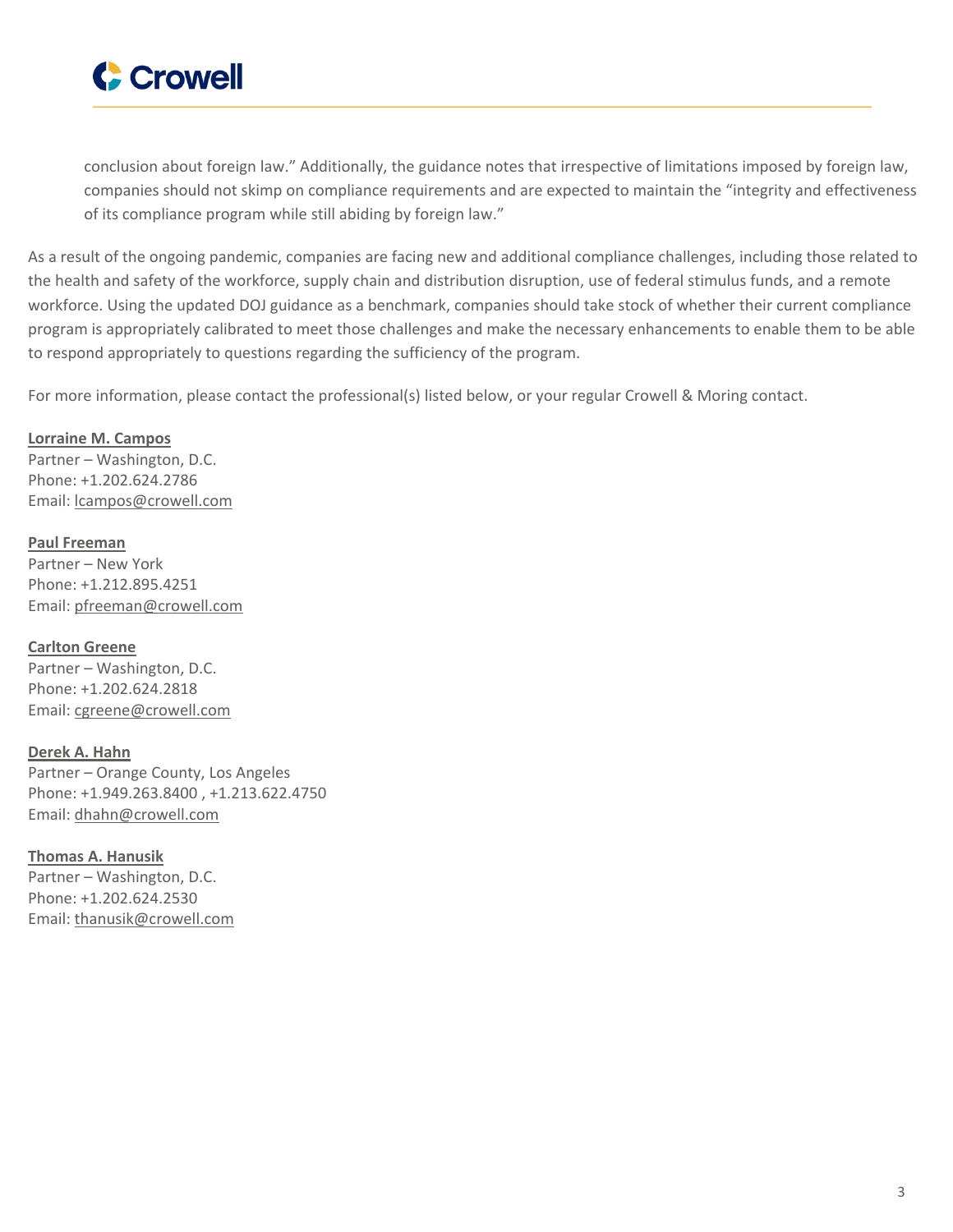conclusion about foreign law." Additionally, the guidance notes that irrespective of limitations imposed by foreign law, companies should not skimp on compliance requirements and are expected to maintain the "integrity and effectiveness of its compliance program while still abiding by foreign law."

As a result of the ongoing pandemic, companies are facing new and additional compliance challenges, including those related to the health and safety of the workforce, supply chain and distribution disruption, use of federal stimulus funds, and a remote workforce. Using the updated DOJ guidance as a benchmark, companies should take stock of whether their current compliance program is appropriately calibrated to meet those challenges and make the necessary enhancements to enable them to be able to respond appropriately to questions regarding the sufficiency of the program.

For more information, please contact the professional(s) listed below, or your regular Crowell & Moring contact.

**Lorraine M. Campos**
Partner – Washington, D.C.
Phone: +1.202.624.2786
Email: lcampos@crowell.com

**Paul Freeman**
Partner – New York
Phone: +1.212.895.4251
Email: pfreeman@crowell.com

**Carlton Greene**
Partner – Washington, D.C.
Phone: +1.202.624.2818
Email: cgreene@crowell.com

**Derek A. Hahn**
Partner – Orange County, Los Angeles
Phone: +1.949.263.8400 , +1.213.622.4750
Email: dhahn@crowell.com

**Thomas A. Hanusik**
Partner – Washington, D.C.
Phone: +1.202.624.2530
Email: thanusik@crowell.com